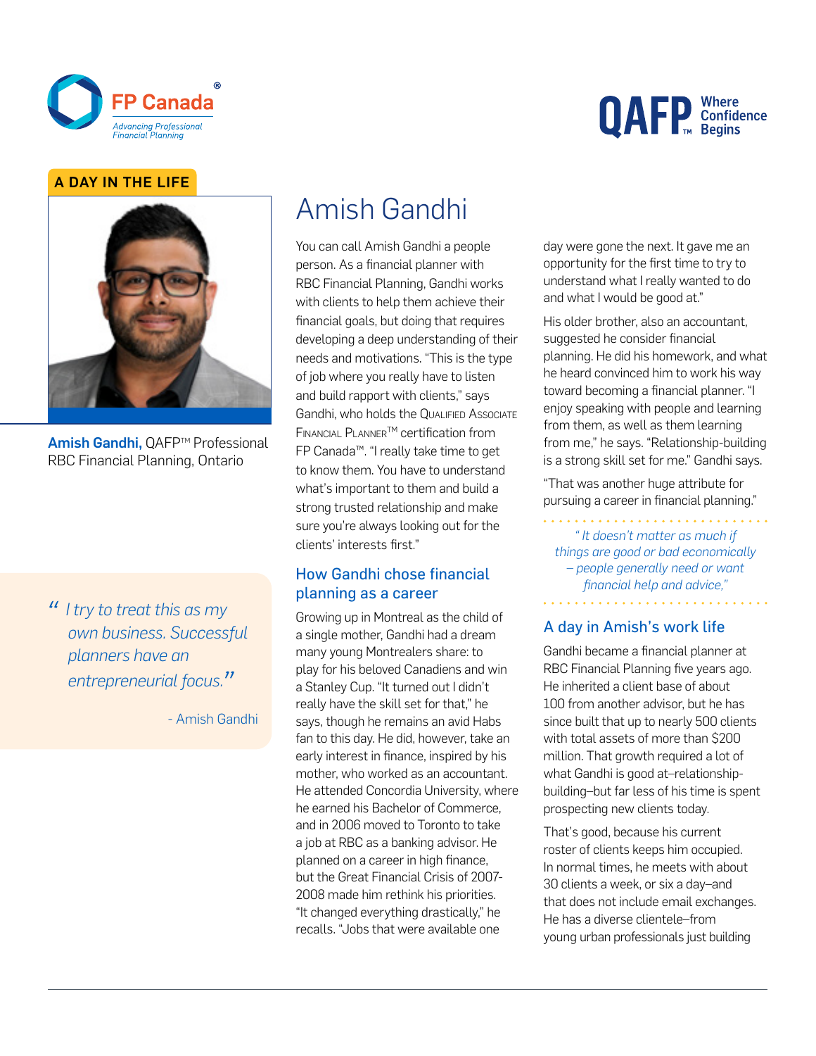FP Canada®

*Advancing Professional Financial Planning*

QAFP™ Where Confidence Begins

**A DAY IN THE LIFE**

**Amish Gandhi,** QAFP™ Professional
RBC Financial Planning, Ontario

> *"I try to treat this as my own business. Successful planners have an entrepreneurial focus."*
>
> - Amish Gandhi

# Amish Gandhi

You can call Amish Gandhi a people person. As a financial planner with RBC Financial Planning, Gandhi works with clients to help them achieve their financial goals, but doing that requires developing a deep understanding of their needs and motivations. "This is the type of job where you really have to listen and build rapport with clients," says Gandhi, who holds the Qualified Associate Financial Planner™ certification from FP Canada™. "I really take time to get to know them. You have to understand what's important to them and build a strong trusted relationship and make sure you're always looking out for the clients' interests first."

## How Gandhi chose financial planning as a career

Growing up in Montreal as the child of a single mother, Gandhi had a dream many young Montrealers share: to play for his beloved Canadiens and win a Stanley Cup. "It turned out I didn't really have the skill set for that," he says, though he remains an avid Habs fan to this day. He did, however, take an early interest in finance, inspired by his mother, who worked as an accountant. He attended Concordia University, where he earned his Bachelor of Commerce, and in 2006 moved to Toronto to take a job at RBC as a banking advisor. He planned on a career in high finance, but the Great Financial Crisis of 2007-2008 made him rethink his priorities. "It changed everything drastically," he recalls. "Jobs that were available one day were gone the next. It gave me an opportunity for the first time to try to understand what I really wanted to do and what I would be good at."

His older brother, also an accountant, suggested he consider financial planning. He did his homework, and what he heard convinced him to work his way toward becoming a financial planner. "I enjoy speaking with people and learning from them, as well as them learning from me," he says. "Relationship-building is a strong skill set for me." Gandhi says.

"That was another huge attribute for pursuing a career in financial planning."

> *"It doesn't matter as much if things are good or bad economically – people generally need or want financial help and advice,"*

## A day in Amish's work life

Gandhi became a financial planner at RBC Financial Planning five years ago. He inherited a client base of about 100 from another advisor, but he has since built that up to nearly 500 clients with total assets of more than $200 million. That growth required a lot of what Gandhi is good at–relationship-building–but far less of his time is spent prospecting new clients today.

That's good, because his current roster of clients keeps him occupied. In normal times, he meets with about 30 clients a week, or six a day–and that does not include email exchanges. He has a diverse clientele–from young urban professionals just building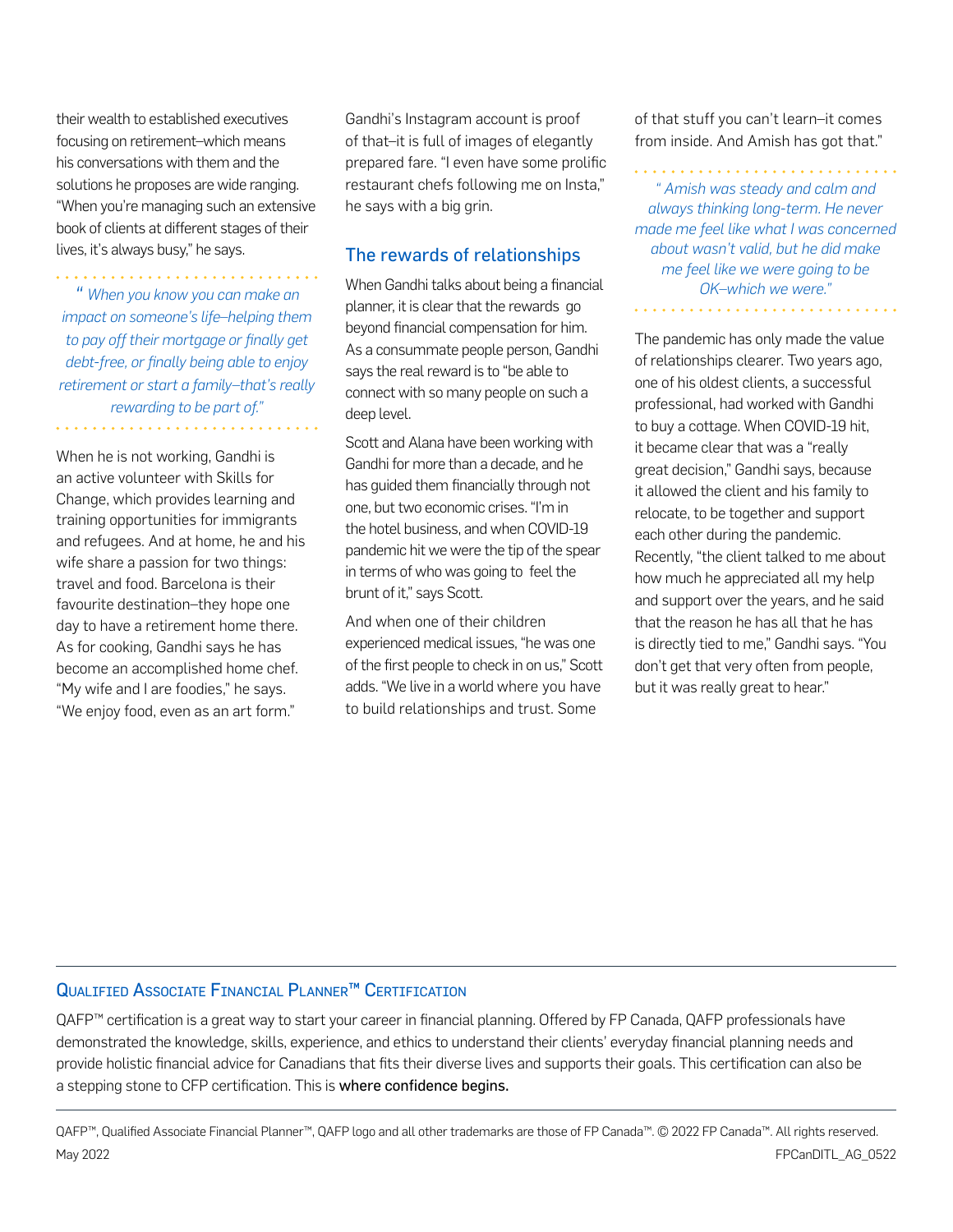their wealth to established executives focusing on retirement–which means his conversations with them and the solutions he proposes are wide ranging. "When you're managing such an extensive book of clients at different stages of their lives, it's always busy," he says.

> *" When you know you can make an impact on someone's life–helping them to pay off their mortgage or finally get debt-free, or finally being able to enjoy retirement or start a family–that's really rewarding to be part of."*

When he is not working, Gandhi is an active volunteer with Skills for Change, which provides learning and training opportunities for immigrants and refugees. And at home, he and his wife share a passion for two things: travel and food. Barcelona is their favourite destination–they hope one day to have a retirement home there. As for cooking, Gandhi says he has become an accomplished home chef. "My wife and I are foodies," he says. "We enjoy food, even as an art form."

Gandhi's Instagram account is proof of that–it is full of images of elegantly prepared fare. "I even have some prolific restaurant chefs following me on Insta," he says with a big grin.

## The rewards of relationships

When Gandhi talks about being a financial planner, it is clear that the rewards go beyond financial compensation for him. As a consummate people person, Gandhi says the real reward is to "be able to connect with so many people on such a deep level.

Scott and Alana have been working with Gandhi for more than a decade, and he has guided them financially through not one, but two economic crises. "I'm in the hotel business, and when COVID-19 pandemic hit we were the tip of the spear in terms of who was going to feel the brunt of it," says Scott.

And when one of their children experienced medical issues, "he was one of the first people to check in on us," Scott adds. "We live in a world where you have to build relationships and trust. Some of that stuff you can't learn–it comes from inside. And Amish has got that."

> *" Amish was steady and calm and always thinking long-term. He never made me feel like what I was concerned about wasn't valid, but he did make me feel like we were going to be OK–which we were."*

The pandemic has only made the value of relationships clearer. Two years ago, one of his oldest clients, a successful professional, had worked with Gandhi to buy a cottage. When COVID-19 hit, it became clear that was a "really great decision," Gandhi says, because it allowed the client and his family to relocate, to be together and support each other during the pandemic. Recently, "the client talked to me about how much he appreciated all my help and support over the years, and he said that the reason he has all that he has is directly tied to me," Gandhi says. "You don't get that very often from people, but it was really great to hear."

---

### Qualified Associate Financial Planner™ Certification

QAFP™ certification is a great way to start your career in financial planning. Offered by FP Canada, QAFP professionals have demonstrated the knowledge, skills, experience, and ethics to understand their clients' everyday financial planning needs and provide holistic financial advice for Canadians that fits their diverse lives and supports their goals. This certification can also be a stepping stone to CFP certification. This is where confidence begins.

---

QAFP™, Qualified Associate Financial Planner™, QAFP logo and all other trademarks are those of FP Canada™. © 2022 FP Canada™. All rights reserved.

May 2022

FPCanDITL_AG_0522